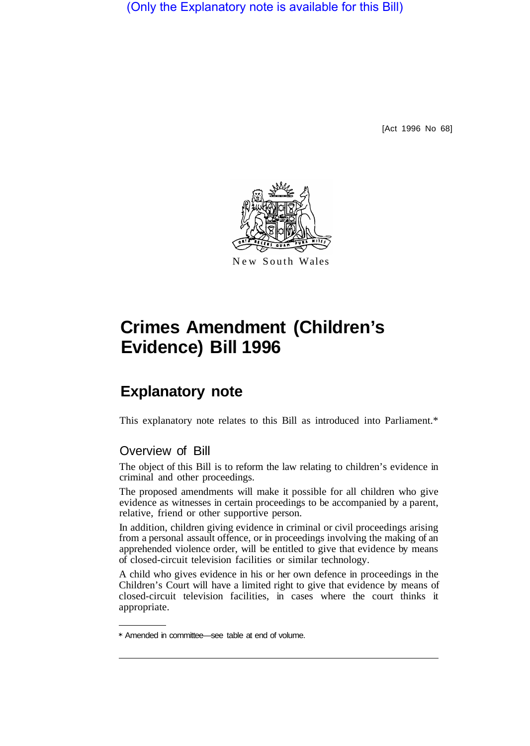(Only the Explanatory note is available for this Bill)

[Act 1996 No 68]

New South Wales

# Crimes Amendment (Children's Evidence) Bill 1996

## Explanatory note

This explanatory note relates to this Bill as introduced into Parliament.*

### Overview of Bill

The object of this Bill is to reform the law relating to children's evidence in criminal and other proceedings.

The proposed amendments will make it possible for all children who give evidence as witnesses in certain proceedings to be accompanied by a parent, relative, friend or other supportive person.

In addition, children giving evidence in criminal or civil proceedings arising from a personal assault offence, or in proceedings involving the making of an apprehended violence order, will be entitled to give that evidence by means of closed-circuit television facilities or similar technology.

A child who gives evidence in his or her own defence in proceedings in the Children's Court will have a limited right to give that evidence by means of closed-circuit television facilities, in cases where the court thinks it appropriate.

* Amended in committee—see table at end of volume.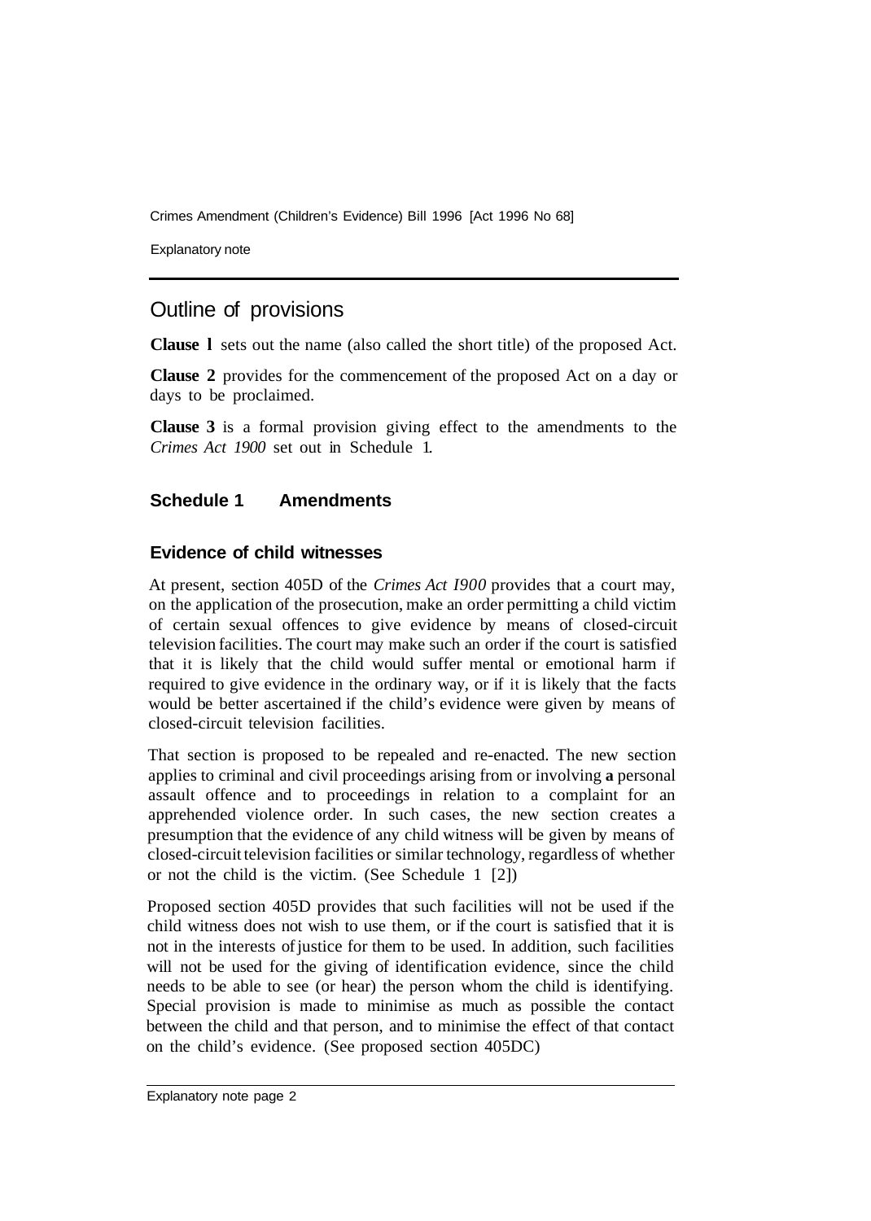## Outline of provisions

**Clause 1** sets out the name (also called the short title) of the proposed Act.

**Clause 2** provides for the commencement of the proposed Act on a day or days to be proclaimed.

**Clause 3** is a formal provision giving effect to the amendments to the *Crimes Act 1900* set out in Schedule 1.

### Schedule 1 Amendments

#### Evidence of child witnesses

At present, section 405D of the *Crimes Act I900* provides that a court may, on the application of the prosecution, make an order permitting a child victim of certain sexual offences to give evidence by means of closed-circuit television facilities. The court may make such an order if the court is satisfied that it is likely that the child would suffer mental or emotional harm if required to give evidence in the ordinary way, or if it is likely that the facts would be better ascertained if the child's evidence were given by means of closed-circuit television facilities.

That section is proposed to be repealed and re-enacted. The new section applies to criminal and civil proceedings arising from or involving **a** personal assault offence and to proceedings in relation to a complaint for an apprehended violence order. In such cases, the new section creates a presumption that the evidence of any child witness will be given by means of closed-circuit television facilities or similar technology, regardless of whether or not the child is the victim. (See Schedule 1 [2])

Proposed section 405D provides that such facilities will not be used if the child witness does not wish to use them, or if the court is satisfied that it is not in the interests of justice for them to be used. In addition, such facilities will not be used for the giving of identification evidence, since the child needs to be able to see (or hear) the person whom the child is identifying. Special provision is made to minimise as much as possible the contact between the child and that person, and to minimise the effect of that contact on the child's evidence. (See proposed section 405DC)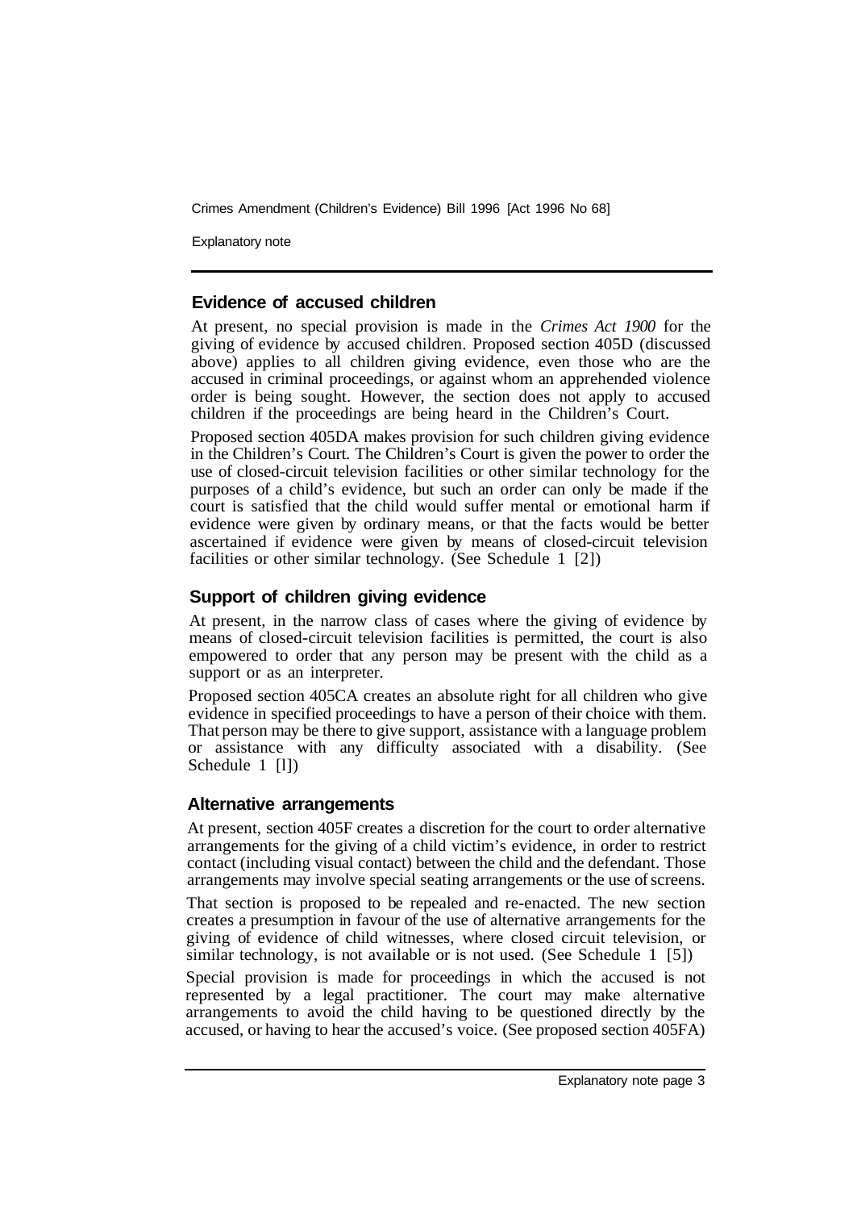## Evidence of accused children

At present, no special provision is made in the *Crimes Act 1900* for the giving of evidence by accused children. Proposed section 405D (discussed above) applies to all children giving evidence, even those who are the accused in criminal proceedings, or against whom an apprehended violence order is being sought. However, the section does not apply to accused children if the proceedings are being heard in the Children's Court.

Proposed section 405DA makes provision for such children giving evidence in the Children's Court. The Children's Court is given the power to order the use of closed-circuit television facilities or other similar technology for the purposes of a child's evidence, but such an order can only be made if the court is satisfied that the child would suffer mental or emotional harm if evidence were given by ordinary means, or that the facts would be better ascertained if evidence were given by means of closed-circuit television facilities or other similar technology. (See Schedule 1 [2])

## Support of children giving evidence

At present, in the narrow class of cases where the giving of evidence by means of closed-circuit television facilities is permitted, the court is also empowered to order that any person may be present with the child as a support or as an interpreter.

Proposed section 405CA creates an absolute right for all children who give evidence in specified proceedings to have a person of their choice with them. That person may be there to give support, assistance with a language problem or assistance with any difficulty associated with a disability. (See Schedule 1 [1])

## Alternative arrangements

At present, section 405F creates a discretion for the court to order alternative arrangements for the giving of a child victim's evidence, in order to restrict contact (including visual contact) between the child and the defendant. Those arrangements may involve special seating arrangements or the use of screens.

That section is proposed to be repealed and re-enacted. The new section creates a presumption in favour of the use of alternative arrangements for the giving of evidence of child witnesses, where closed circuit television, or similar technology, is not available or is not used. (See Schedule 1 [5])

Special provision is made for proceedings in which the accused is not represented by a legal practitioner. The court may make alternative arrangements to avoid the child having to be questioned directly by the accused, or having to hear the accused's voice. (See proposed section 405FA)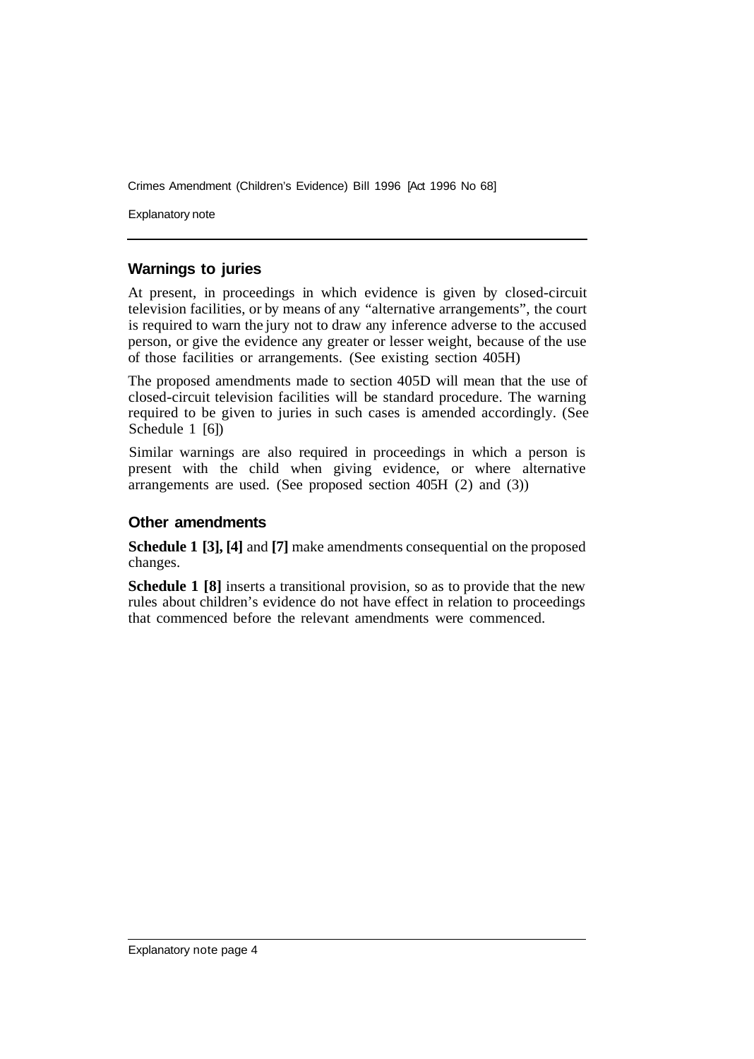## Warnings to juries

At present, in proceedings in which evidence is given by closed-circuit television facilities, or by means of any "alternative arrangements", the court is required to warn the jury not to draw any inference adverse to the accused person, or give the evidence any greater or lesser weight, because of the use of those facilities or arrangements. (See existing section 405H)

The proposed amendments made to section 405D will mean that the use of closed-circuit television facilities will be standard procedure. The warning required to be given to juries in such cases is amended accordingly. (See Schedule 1 [6])

Similar warnings are also required in proceedings in which a person is present with the child when giving evidence, or where alternative arrangements are used. (See proposed section 405H (2) and (3))

## Other amendments

**Schedule 1 [3], [4]** and **[7]** make amendments consequential on the proposed changes.

**Schedule 1 [8]** inserts a transitional provision, so as to provide that the new rules about children's evidence do not have effect in relation to proceedings that commenced before the relevant amendments were commenced.